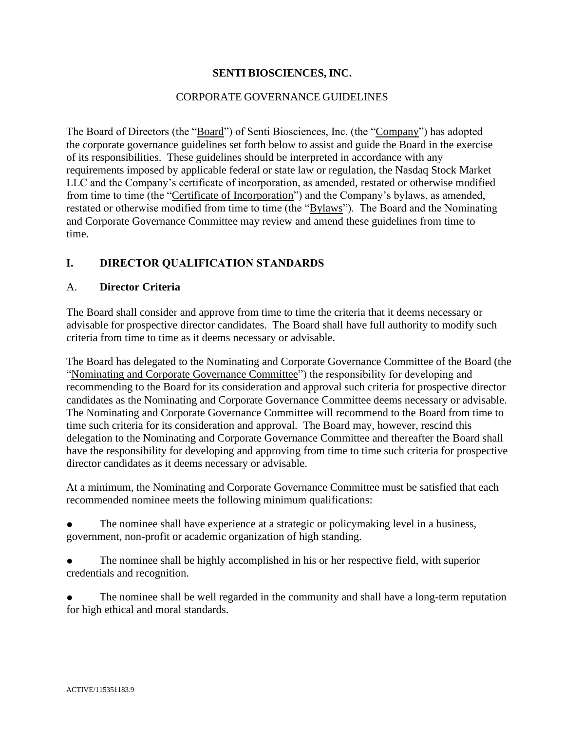**SENTI BIOSCIENCES, INC.**

CORPORATE GOVERNANCE GUIDELINES

The Board of Directors (the "Board") of Senti Biosciences, Inc. (the "Company") has adopted the corporate governance guidelines set forth below to assist and guide the Board in the exercise of its responsibilities. These guidelines should be interpreted in accordance with any requirements imposed by applicable federal or state law or regulation, the Nasdaq Stock Market LLC and the Company's certificate of incorporation, as amended, restated or otherwise modified from time to time (the "Certificate of Incorporation") and the Company's bylaws, as amended, restated or otherwise modified from time to time (the "Bylaws"). The Board and the Nominating and Corporate Governance Committee may review and amend these guidelines from time to time.

## I. DIRECTOR QUALIFICATION STANDARDS

### A. Director Criteria

The Board shall consider and approve from time to time the criteria that it deems necessary or advisable for prospective director candidates. The Board shall have full authority to modify such criteria from time to time as it deems necessary or advisable.

The Board has delegated to the Nominating and Corporate Governance Committee of the Board (the "Nominating and Corporate Governance Committee") the responsibility for developing and recommending to the Board for its consideration and approval such criteria for prospective director candidates as the Nominating and Corporate Governance Committee deems necessary or advisable. The Nominating and Corporate Governance Committee will recommend to the Board from time to time such criteria for its consideration and approval. The Board may, however, rescind this delegation to the Nominating and Corporate Governance Committee and thereafter the Board shall have the responsibility for developing and approving from time to time such criteria for prospective director candidates as it deems necessary or advisable.

At a minimum, the Nominating and Corporate Governance Committee must be satisfied that each recommended nominee meets the following minimum qualifications:

- The nominee shall have experience at a strategic or policymaking level in a business, government, non-profit or academic organization of high standing.
- The nominee shall be highly accomplished in his or her respective field, with superior credentials and recognition.
- The nominee shall be well regarded in the community and shall have a long-term reputation for high ethical and moral standards.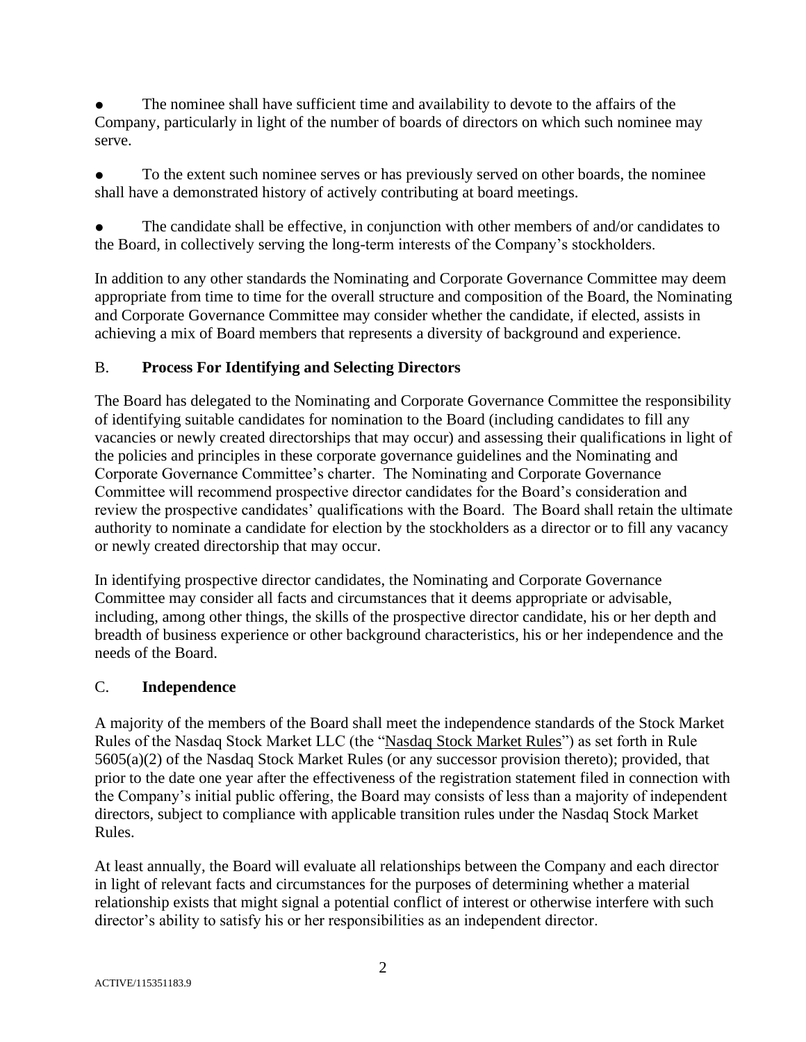- The nominee shall have sufficient time and availability to devote to the affairs of the Company, particularly in light of the number of boards of directors on which such nominee may serve.

- To the extent such nominee serves or has previously served on other boards, the nominee shall have a demonstrated history of actively contributing at board meetings.

- The candidate shall be effective, in conjunction with other members of and/or candidates to the Board, in collectively serving the long-term interests of the Company's stockholders.

In addition to any other standards the Nominating and Corporate Governance Committee may deem appropriate from time to time for the overall structure and composition of the Board, the Nominating and Corporate Governance Committee may consider whether the candidate, if elected, assists in achieving a mix of Board members that represents a diversity of background and experience.

### B. **Process For Identifying and Selecting Directors**

The Board has delegated to the Nominating and Corporate Governance Committee the responsibility of identifying suitable candidates for nomination to the Board (including candidates to fill any vacancies or newly created directorships that may occur) and assessing their qualifications in light of the policies and principles in these corporate governance guidelines and the Nominating and Corporate Governance Committee's charter. The Nominating and Corporate Governance Committee will recommend prospective director candidates for the Board's consideration and review the prospective candidates' qualifications with the Board. The Board shall retain the ultimate authority to nominate a candidate for election by the stockholders as a director or to fill any vacancy or newly created directorship that may occur.

In identifying prospective director candidates, the Nominating and Corporate Governance Committee may consider all facts and circumstances that it deems appropriate or advisable, including, among other things, the skills of the prospective director candidate, his or her depth and breadth of business experience or other background characteristics, his or her independence and the needs of the Board.

### C. **Independence**

A majority of the members of the Board shall meet the independence standards of the Stock Market Rules of the Nasdaq Stock Market LLC (the "Nasdaq Stock Market Rules") as set forth in Rule 5605(a)(2) of the Nasdaq Stock Market Rules (or any successor provision thereto); provided, that prior to the date one year after the effectiveness of the registration statement filed in connection with the Company's initial public offering, the Board may consists of less than a majority of independent directors, subject to compliance with applicable transition rules under the Nasdaq Stock Market Rules.

At least annually, the Board will evaluate all relationships between the Company and each director in light of relevant facts and circumstances for the purposes of determining whether a material relationship exists that might signal a potential conflict of interest or otherwise interfere with such director's ability to satisfy his or her responsibilities as an independent director.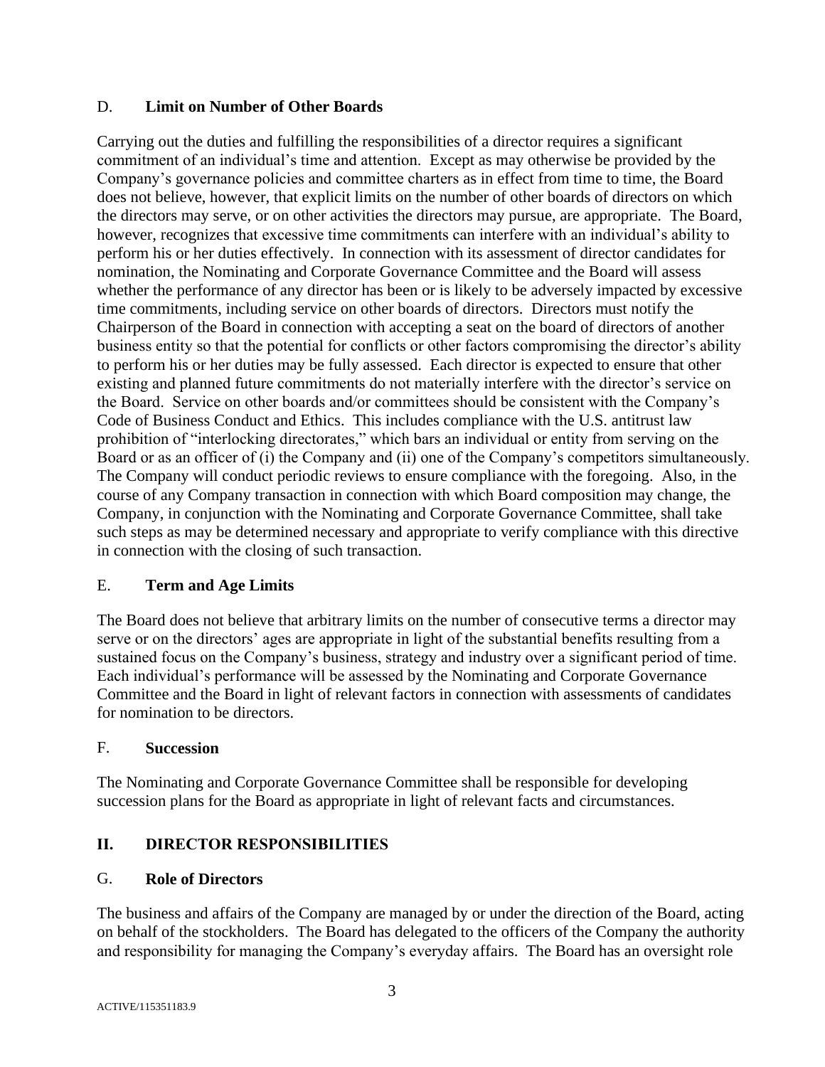### D. **Limit on Number of Other Boards**

Carrying out the duties and fulfilling the responsibilities of a director requires a significant commitment of an individual's time and attention. Except as may otherwise be provided by the Company's governance policies and committee charters as in effect from time to time, the Board does not believe, however, that explicit limits on the number of other boards of directors on which the directors may serve, or on other activities the directors may pursue, are appropriate. The Board, however, recognizes that excessive time commitments can interfere with an individual's ability to perform his or her duties effectively. In connection with its assessment of director candidates for nomination, the Nominating and Corporate Governance Committee and the Board will assess whether the performance of any director has been or is likely to be adversely impacted by excessive time commitments, including service on other boards of directors. Directors must notify the Chairperson of the Board in connection with accepting a seat on the board of directors of another business entity so that the potential for conflicts or other factors compromising the director's ability to perform his or her duties may be fully assessed. Each director is expected to ensure that other existing and planned future commitments do not materially interfere with the director's service on the Board. Service on other boards and/or committees should be consistent with the Company's Code of Business Conduct and Ethics. This includes compliance with the U.S. antitrust law prohibition of "interlocking directorates," which bars an individual or entity from serving on the Board or as an officer of (i) the Company and (ii) one of the Company's competitors simultaneously. The Company will conduct periodic reviews to ensure compliance with the foregoing. Also, in the course of any Company transaction in connection with which Board composition may change, the Company, in conjunction with the Nominating and Corporate Governance Committee, shall take such steps as may be determined necessary and appropriate to verify compliance with this directive in connection with the closing of such transaction.

### E. **Term and Age Limits**

The Board does not believe that arbitrary limits on the number of consecutive terms a director may serve or on the directors' ages are appropriate in light of the substantial benefits resulting from a sustained focus on the Company's business, strategy and industry over a significant period of time. Each individual's performance will be assessed by the Nominating and Corporate Governance Committee and the Board in light of relevant factors in connection with assessments of candidates for nomination to be directors.

### F. **Succession**

The Nominating and Corporate Governance Committee shall be responsible for developing succession plans for the Board as appropriate in light of relevant facts and circumstances.

## II. DIRECTOR RESPONSIBILITIES

### G. **Role of Directors**

The business and affairs of the Company are managed by or under the direction of the Board, acting on behalf of the stockholders. The Board has delegated to the officers of the Company the authority and responsibility for managing the Company's everyday affairs. The Board has an oversight role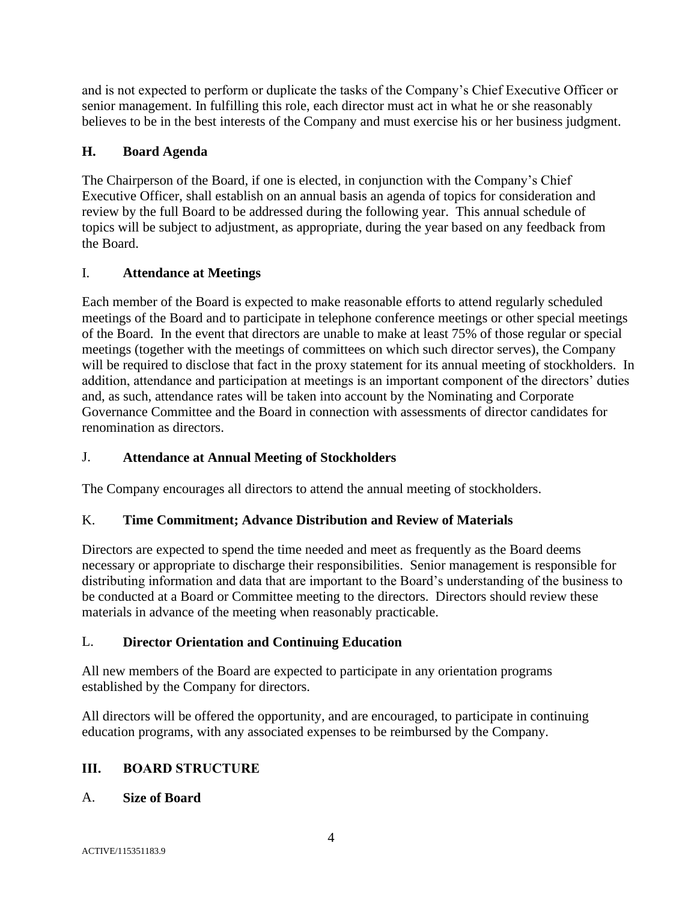and is not expected to perform or duplicate the tasks of the Company's Chief Executive Officer or senior management. In fulfilling this role, each director must act in what he or she reasonably believes to be in the best interests of the Company and must exercise his or her business judgment.

### H. Board Agenda

The Chairperson of the Board, if one is elected, in conjunction with the Company's Chief Executive Officer, shall establish on an annual basis an agenda of topics for consideration and review by the full Board to be addressed during the following year. This annual schedule of topics will be subject to adjustment, as appropriate, during the year based on any feedback from the Board.

### I. Attendance at Meetings

Each member of the Board is expected to make reasonable efforts to attend regularly scheduled meetings of the Board and to participate in telephone conference meetings or other special meetings of the Board. In the event that directors are unable to make at least 75% of those regular or special meetings (together with the meetings of committees on which such director serves), the Company will be required to disclose that fact in the proxy statement for its annual meeting of stockholders. In addition, attendance and participation at meetings is an important component of the directors' duties and, as such, attendance rates will be taken into account by the Nominating and Corporate Governance Committee and the Board in connection with assessments of director candidates for renomination as directors.

### J. Attendance at Annual Meeting of Stockholders

The Company encourages all directors to attend the annual meeting of stockholders.

### K. Time Commitment; Advance Distribution and Review of Materials

Directors are expected to spend the time needed and meet as frequently as the Board deems necessary or appropriate to discharge their responsibilities. Senior management is responsible for distributing information and data that are important to the Board's understanding of the business to be conducted at a Board or Committee meeting to the directors. Directors should review these materials in advance of the meeting when reasonably practicable.

### L. Director Orientation and Continuing Education

All new members of the Board are expected to participate in any orientation programs established by the Company for directors.

All directors will be offered the opportunity, and are encouraged, to participate in continuing education programs, with any associated expenses to be reimbursed by the Company.

## III. BOARD STRUCTURE

### A. Size of Board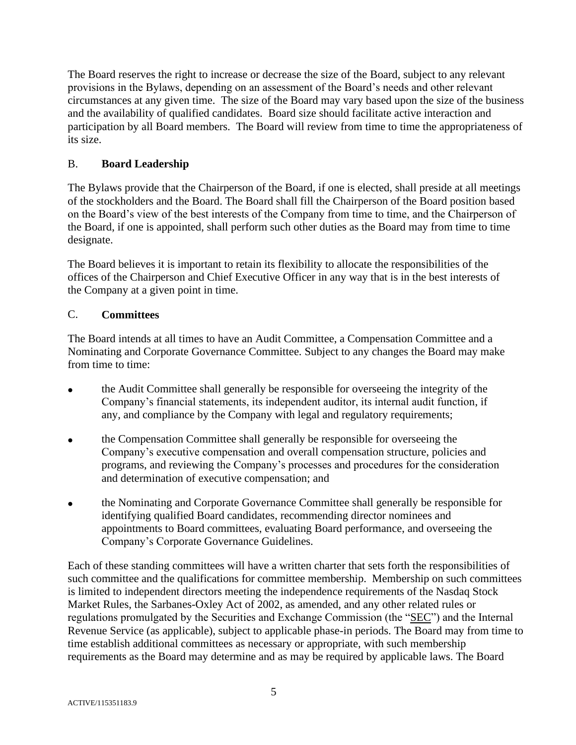The Board reserves the right to increase or decrease the size of the Board, subject to any relevant provisions in the Bylaws, depending on an assessment of the Board's needs and other relevant circumstances at any given time. The size of the Board may vary based upon the size of the business and the availability of qualified candidates. Board size should facilitate active interaction and participation by all Board members. The Board will review from time to time the appropriateness of its size.

### B. **Board Leadership**

The Bylaws provide that the Chairperson of the Board, if one is elected, shall preside at all meetings of the stockholders and the Board. The Board shall fill the Chairperson of the Board position based on the Board's view of the best interests of the Company from time to time, and the Chairperson of the Board, if one is appointed, shall perform such other duties as the Board may from time to time designate.

The Board believes it is important to retain its flexibility to allocate the responsibilities of the offices of the Chairperson and Chief Executive Officer in any way that is in the best interests of the Company at a given point in time.

### C. **Committees**

The Board intends at all times to have an Audit Committee, a Compensation Committee and a Nominating and Corporate Governance Committee. Subject to any changes the Board may make from time to time:

- the Audit Committee shall generally be responsible for overseeing the integrity of the Company's financial statements, its independent auditor, its internal audit function, if any, and compliance by the Company with legal and regulatory requirements;
- the Compensation Committee shall generally be responsible for overseeing the Company's executive compensation and overall compensation structure, policies and programs, and reviewing the Company's processes and procedures for the consideration and determination of executive compensation; and
- the Nominating and Corporate Governance Committee shall generally be responsible for identifying qualified Board candidates, recommending director nominees and appointments to Board committees, evaluating Board performance, and overseeing the Company's Corporate Governance Guidelines.

Each of these standing committees will have a written charter that sets forth the responsibilities of such committee and the qualifications for committee membership. Membership on such committees is limited to independent directors meeting the independence requirements of the Nasdaq Stock Market Rules, the Sarbanes-Oxley Act of 2002, as amended, and any other related rules or regulations promulgated by the Securities and Exchange Commission (the "SEC") and the Internal Revenue Service (as applicable), subject to applicable phase-in periods. The Board may from time to time establish additional committees as necessary or appropriate, with such membership requirements as the Board may determine and as may be required by applicable laws. The Board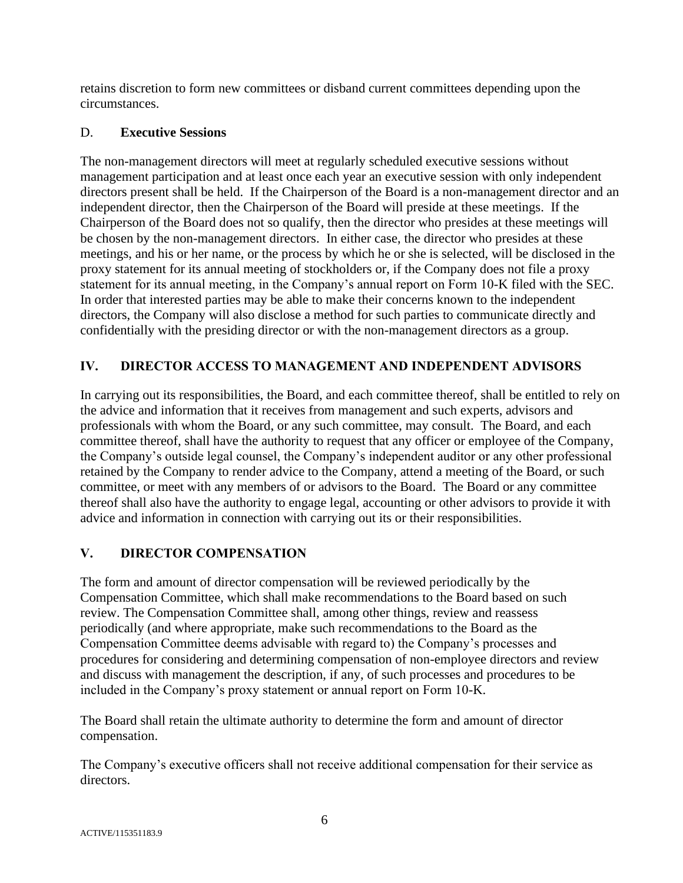retains discretion to form new committees or disband current committees depending upon the circumstances.

### D. Executive Sessions

The non-management directors will meet at regularly scheduled executive sessions without management participation and at least once each year an executive session with only independent directors present shall be held. If the Chairperson of the Board is a non-management director and an independent director, then the Chairperson of the Board will preside at these meetings. If the Chairperson of the Board does not so qualify, then the director who presides at these meetings will be chosen by the non-management directors. In either case, the director who presides at these meetings, and his or her name, or the process by which he or she is selected, will be disclosed in the proxy statement for its annual meeting of stockholders or, if the Company does not file a proxy statement for its annual meeting, in the Company's annual report on Form 10-K filed with the SEC. In order that interested parties may be able to make their concerns known to the independent directors, the Company will also disclose a method for such parties to communicate directly and confidentially with the presiding director or with the non-management directors as a group.

## IV. DIRECTOR ACCESS TO MANAGEMENT AND INDEPENDENT ADVISORS

In carrying out its responsibilities, the Board, and each committee thereof, shall be entitled to rely on the advice and information that it receives from management and such experts, advisors and professionals with whom the Board, or any such committee, may consult. The Board, and each committee thereof, shall have the authority to request that any officer or employee of the Company, the Company's outside legal counsel, the Company's independent auditor or any other professional retained by the Company to render advice to the Company, attend a meeting of the Board, or such committee, or meet with any members of or advisors to the Board. The Board or any committee thereof shall also have the authority to engage legal, accounting or other advisors to provide it with advice and information in connection with carrying out its or their responsibilities.

## V. DIRECTOR COMPENSATION

The form and amount of director compensation will be reviewed periodically by the Compensation Committee, which shall make recommendations to the Board based on such review. The Compensation Committee shall, among other things, review and reassess periodically (and where appropriate, make such recommendations to the Board as the Compensation Committee deems advisable with regard to) the Company's processes and procedures for considering and determining compensation of non-employee directors and review and discuss with management the description, if any, of such processes and procedures to be included in the Company's proxy statement or annual report on Form 10-K.

The Board shall retain the ultimate authority to determine the form and amount of director compensation.

The Company's executive officers shall not receive additional compensation for their service as directors.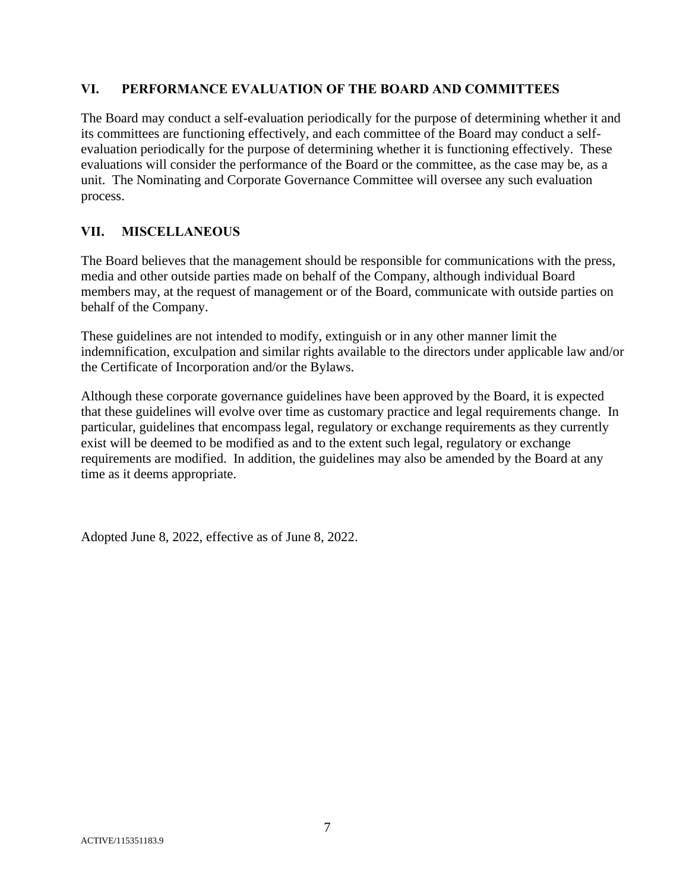## VI. PERFORMANCE EVALUATION OF THE BOARD AND COMMITTEES

The Board may conduct a self-evaluation periodically for the purpose of determining whether it and its committees are functioning effectively, and each committee of the Board may conduct a self-evaluation periodically for the purpose of determining whether it is functioning effectively. These evaluations will consider the performance of the Board or the committee, as the case may be, as a unit. The Nominating and Corporate Governance Committee will oversee any such evaluation process.

## VII. MISCELLANEOUS

The Board believes that the management should be responsible for communications with the press, media and other outside parties made on behalf of the Company, although individual Board members may, at the request of management or of the Board, communicate with outside parties on behalf of the Company.

These guidelines are not intended to modify, extinguish or in any other manner limit the indemnification, exculpation and similar rights available to the directors under applicable law and/or the Certificate of Incorporation and/or the Bylaws.

Although these corporate governance guidelines have been approved by the Board, it is expected that these guidelines will evolve over time as customary practice and legal requirements change. In particular, guidelines that encompass legal, regulatory or exchange requirements as they currently exist will be deemed to be modified as and to the extent such legal, regulatory or exchange requirements are modified. In addition, the guidelines may also be amended by the Board at any time as it deems appropriate.

Adopted June 8, 2022, effective as of June 8, 2022.

ACTIVE/115351183.9